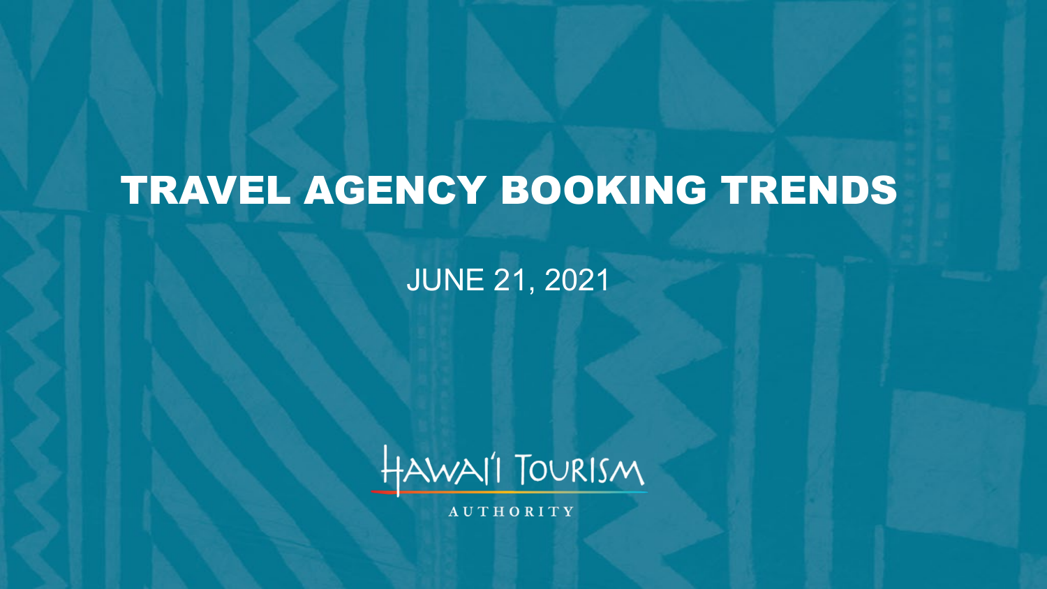# TRAVEL AGENCY BOOKING TRENDS

JUNE 21, 2021

Hawai'i Tourism

AUTHORITY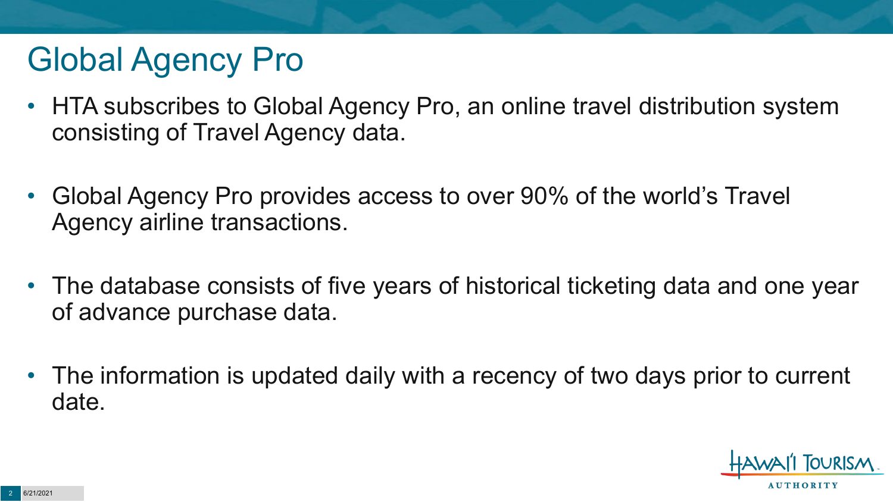# Global Agency Pro

- HTA subscribes to Global Agency Pro, an online travel distribution system consisting of Travel Agency data.
- Global Agency Pro provides access to over 90% of the world's Travel Agency airline transactions.
- The database consists of five years of historical ticketing data and one year of advance purchase data.
- The information is updated daily with a recency of two days prior to current date.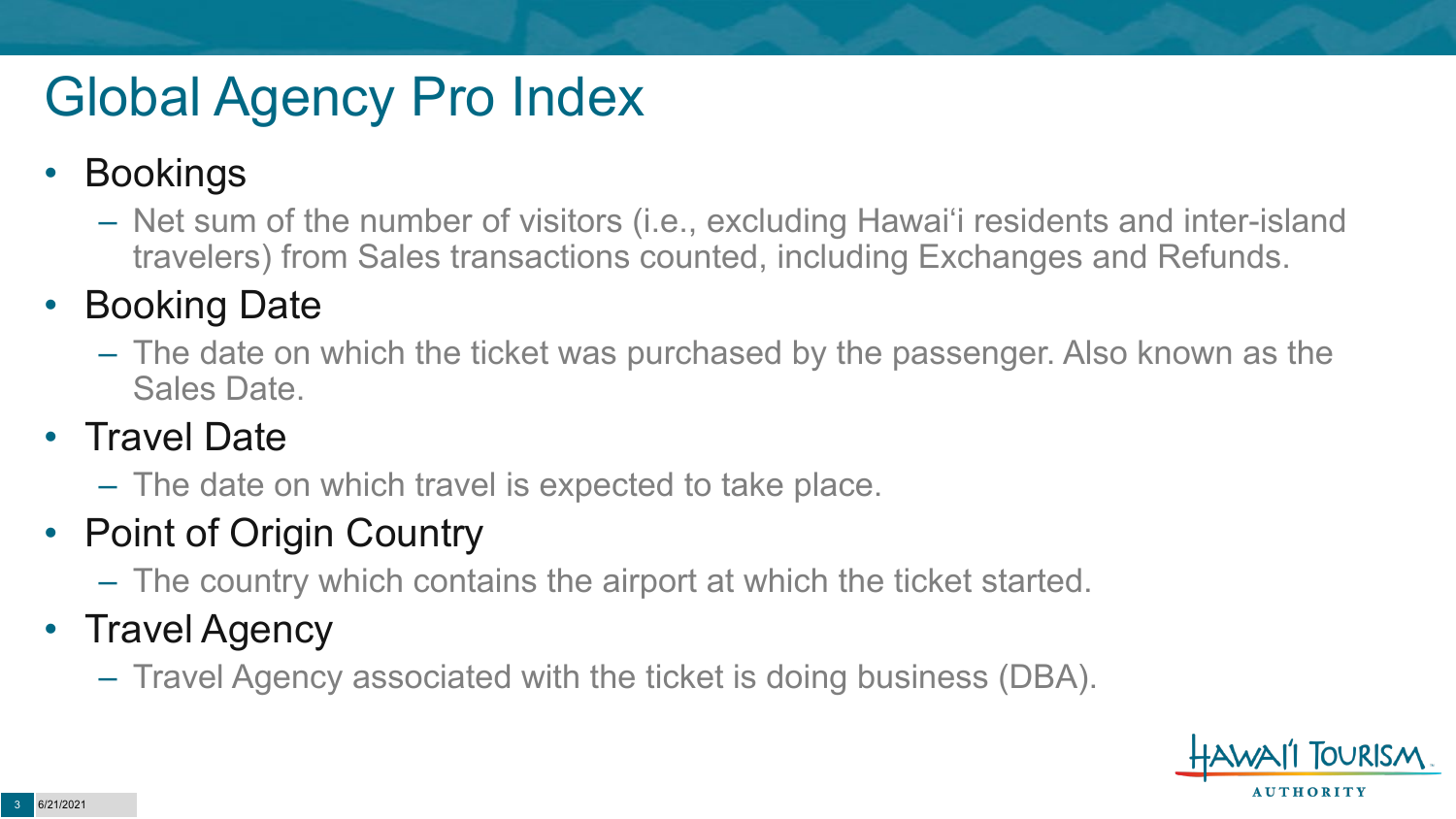# Global Agency Pro Index

- Bookings
  - Net sum of the number of visitors (i.e., excluding Hawai‘i residents and inter-island travelers) from Sales transactions counted, including Exchanges and Refunds.
- Booking Date
  - The date on which the ticket was purchased by the passenger. Also known as the Sales Date.
- Travel Date
  - The date on which travel is expected to take place.
- Point of Origin Country
  - The country which contains the airport at which the ticket started.
- Travel Agency
  - Travel Agency associated with the ticket is doing business (DBA).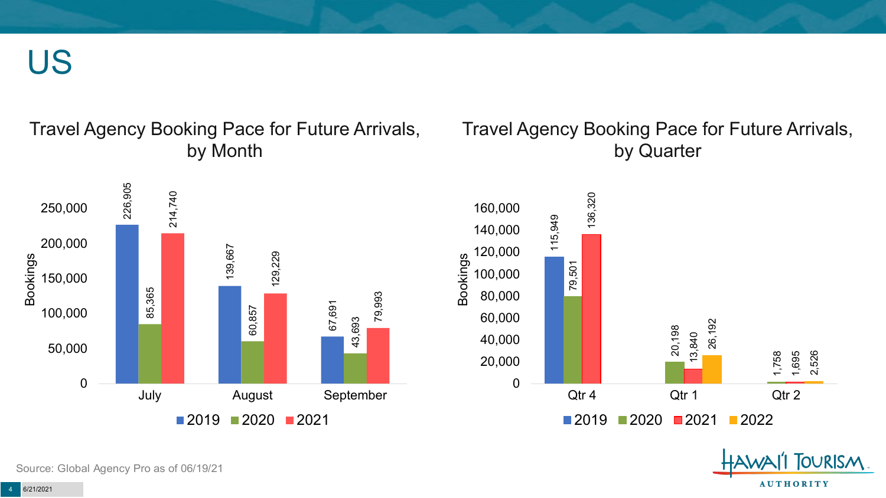# US

## Travel Agency Booking Pace for Future Arrivals, by Month

| Month | 2019 | 2020 | 2021 |
| --- | --- | --- | --- |
| July | 226,905 | 85,365 | 214,740 |
| August | 139,667 | 60,857 | 129,229 |
| September | 67,691 | 43,693 | 79,993 |

## Travel Agency Booking Pace for Future Arrivals, by Quarter

| Quarter | 2019 | 2020 | 2021 | 2022 |
| --- | --- | --- | --- | --- |
| Qtr 4 | 115,949 | 79,501 | 136,320 | |
| Qtr 1 | | 20,198 | 13,840 | 26,192 |
| Qtr 2 | | 1,758 | 1,695 | 2,526 |

Source: Global Agency Pro as of 06/19/21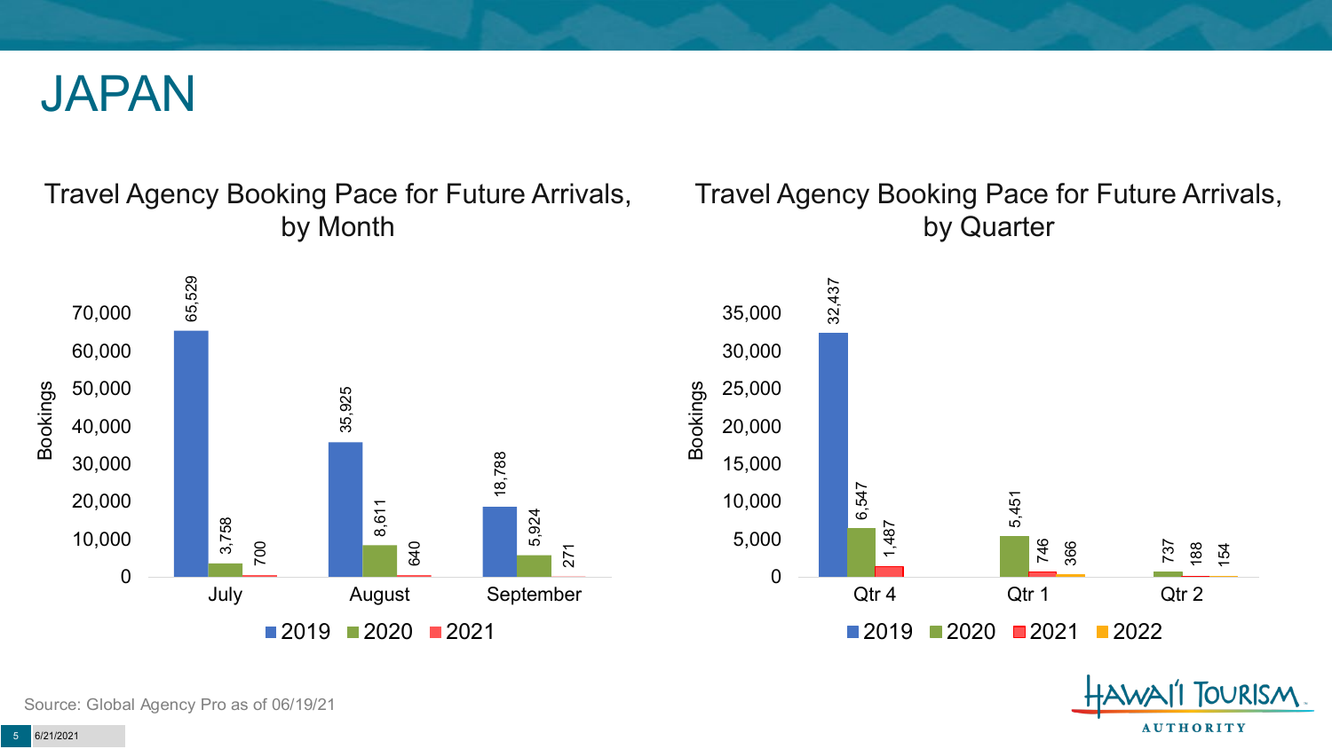# JAPAN

## Travel Agency Booking Pace for Future Arrivals, by Month

| Month | 2019 | 2020 | 2021 |
|---|---|---|---|
| July | 65,529 | 3,758 | 700 |
| August | 35,925 | 8,611 | 640 |
| September | 18,788 | 5,924 | 271 |

## Travel Agency Booking Pace for Future Arrivals, by Quarter

| Quarter | 2019 | 2020 | 2021 | 2022 |
|---|---|---|---|---|
| Qtr 4 | 32,437 | 6,547 | 1,487 | |
| Qtr 1 | | 5,451 | 746 | 366 |
| Qtr 2 | | 737 | 188 | 154 |

Source: Global Agency Pro as of 06/19/21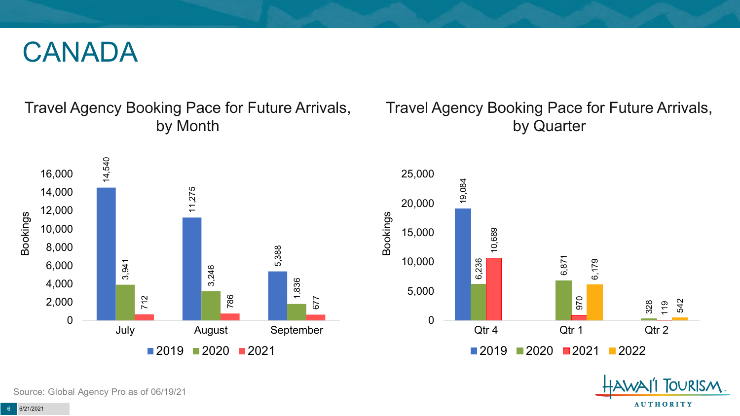# CANADA

## Travel Agency Booking Pace for Future Arrivals, by Month

| Month | 2019 | 2020 | 2021 |
|---|---|---|---|
| July | 14,540 | 3,941 | 712 |
| August | 11,275 | 3,246 | 786 |
| September | 5,388 | 1,836 | 677 |

## Travel Agency Booking Pace for Future Arrivals, by Quarter

| Quarter | 2019 | 2020 | 2021 | 2022 |
|---|---|---|---|---|
| Qtr 4 | 19,084 | 6,236 | 10,689 | |
| Qtr 1 | | 6,871 | 970 | 6,179 |
| Qtr 2 | | 328 | 119 | 542 |

Source: Global Agency Pro as of 06/19/21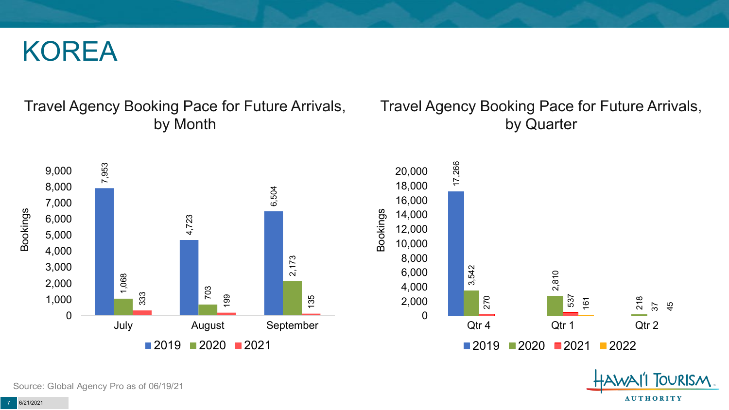# KOREA

## Travel Agency Booking Pace for Future Arrivals, by Month

| Month | 2019 | 2020 | 2021 |
|---|---|---|---|
| July | 7,953 | 1,068 | 333 |
| August | 4,723 | 703 | 199 |
| September | 6,504 | 2,173 | 135 |

## Travel Agency Booking Pace for Future Arrivals, by Quarter

| Quarter | 2019 | 2020 | 2021 | 2022 |
|---|---|---|---|---|
| Qtr 4 | 17,266 | 3,542 | 270 | |
| Qtr 1 | | 2,810 | 537 | 161 |
| Qtr 2 | | 218 | 37 | 45 |

Source: Global Agency Pro as of 06/19/21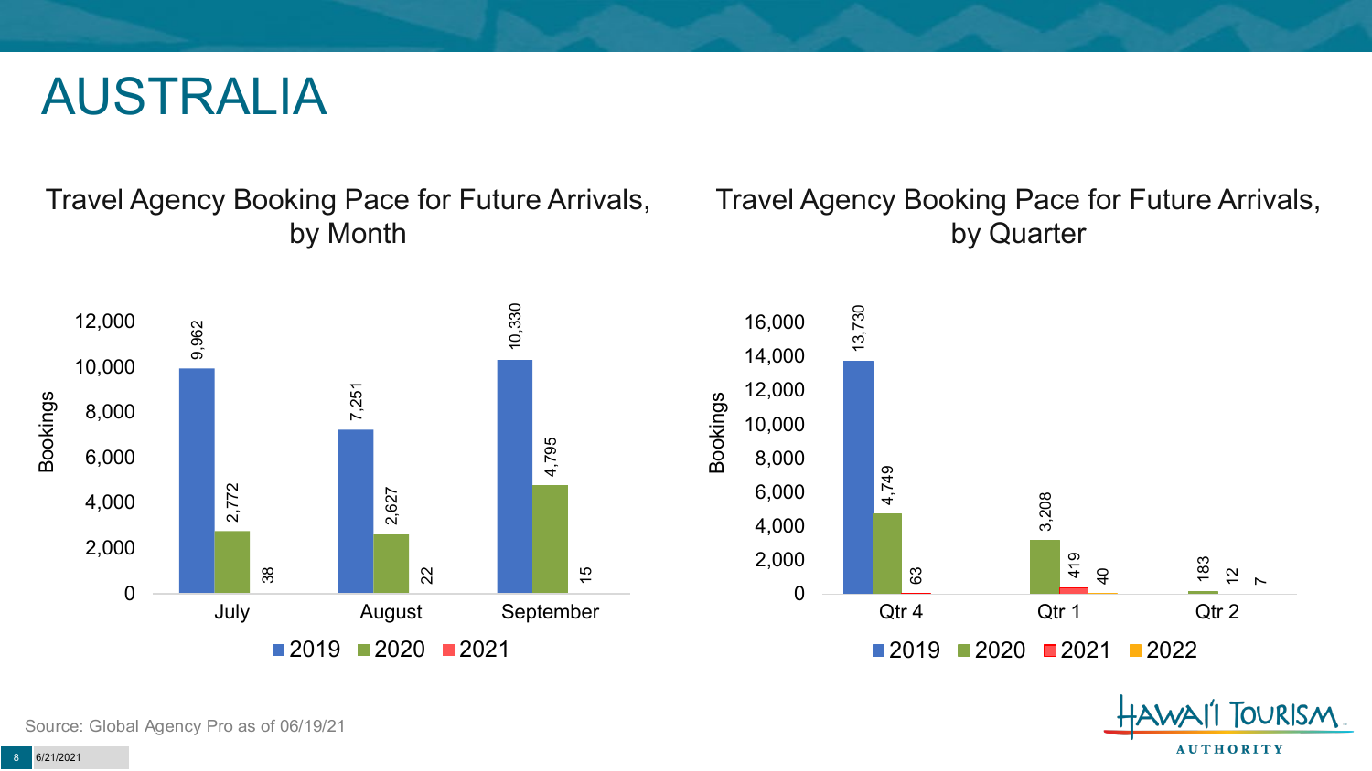# AUSTRALIA

## Travel Agency Booking Pace for Future Arrivals, by Month

| Month | 2019 | 2020 | 2021 |
|---|---|---|---|
| July | 9,962 | 2,772 | 38 |
| August | 7,251 | 2,627 | 22 |
| September | 10,330 | 4,795 | 15 |

## Travel Agency Booking Pace for Future Arrivals, by Quarter

| Quarter | 2019 | 2020 | 2021 | 2022 |
|---|---|---|---|---|
| Qtr 4 | 13,730 | 4,749 | 63 | |
| Qtr 1 | | 3,208 | 419 | 40 |
| Qtr 2 | | 183 | 12 | 7 |

Source: Global Agency Pro as of 06/19/21

6/21/2021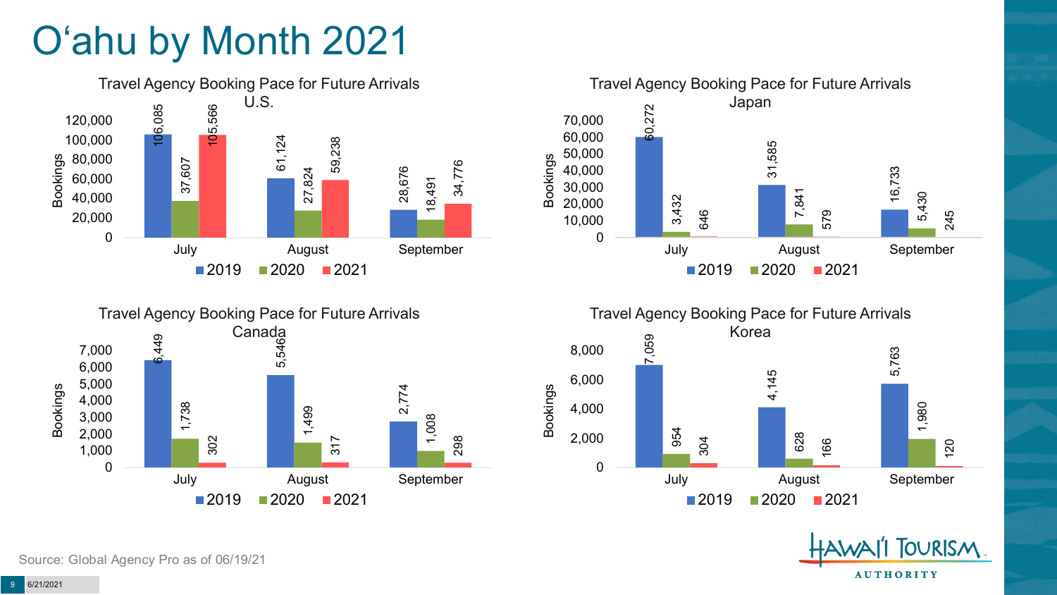# O'ahu by Month 2021

### Travel Agency Booking Pace for Future Arrivals U.S.

| Bookings | July | August | September |
| --- | --- | --- | --- |
| 2019 | 106,085 | 61,124 | 28,676 |
| 2020 | 37,607 | 27,824 | 18,491 |
| 2021 | 105,566 | 59,238 | 34,776 |

### Travel Agency Booking Pace for Future Arrivals Japan

| Bookings | July | August | September |
| --- | --- | --- | --- |
| 2019 | 60,272 | 31,585 | 16,733 |
| 2020 | 3,432 | 7,841 | 5,430 |
| 2021 | 646 | 579 | 245 |

### Travel Agency Booking Pace for Future Arrivals Canada

| Bookings | July | August | September |
| --- | --- | --- | --- |
| 2019 | 6,449 | 5,546 | 2,774 |
| 2020 | 1,738 | 1,499 | 1,008 |
| 2021 | 302 | 317 | 298 |

### Travel Agency Booking Pace for Future Arrivals Korea

| Bookings | July | August | September |
| --- | --- | --- | --- |
| 2019 | 7,059 | 4,145 | 5,763 |
| 2020 | 954 | 628 | 1,980 |
| 2021 | 304 | 166 | 120 |

Source: Global Agency Pro as of 06/19/21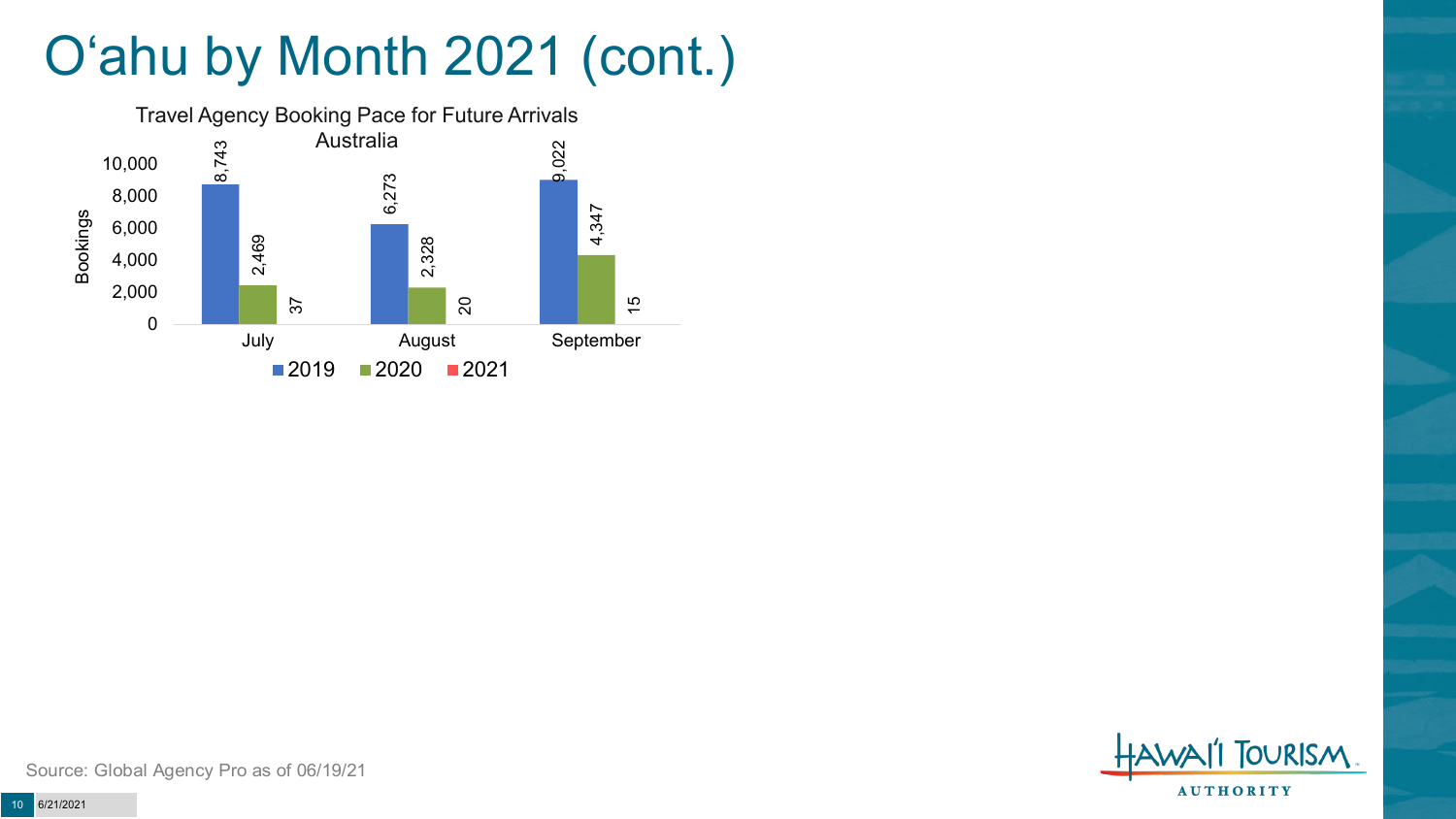# O‘ahu by Month 2021 (cont.)

Travel Agency Booking Pace for Future Arrivals
Australia

| Month | 2019 | 2020 | 2021 |
| --- | --- | --- | --- |
| July | 8,743 | 2,469 | 37 |
| August | 6,273 | 2,328 | 20 |
| September | 9,022 | 4,347 | 15 |

Source: Global Agency Pro as of 06/19/21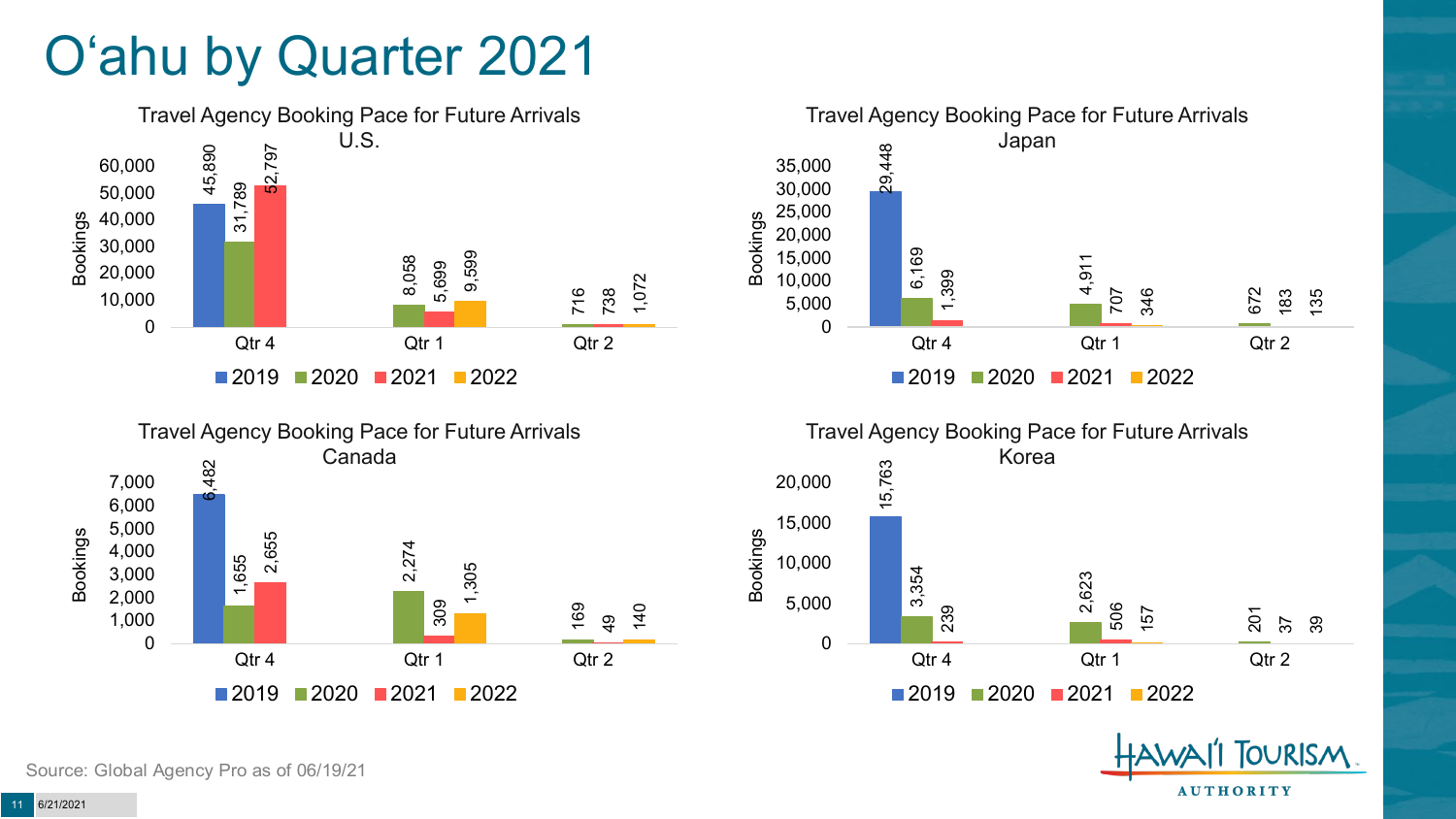# O'ahu by Quarter 2021

## Travel Agency Booking Pace for Future Arrivals U.S.

| Bookings | 2019 | 2020 | 2021 | 2022 |
|---|---|---|---|---|
| Qtr 4 | 45,890 | 31,789 | 52,797 | |
| Qtr 1 | | 8,058 | 5,699 | 9,599 |
| Qtr 2 | | 716 | 738 | 1,072 |

## Travel Agency Booking Pace for Future Arrivals Japan

| Bookings | 2019 | 2020 | 2021 | 2022 |
|---|---|---|---|---|
| Qtr 4 | 29,448 | 6,169 | 1,399 | |
| Qtr 1 | | 4,911 | 707 | 346 |
| Qtr 2 | | 672 | 183 | 135 |

## Travel Agency Booking Pace for Future Arrivals Canada

| Bookings | 2019 | 2020 | 2021 | 2022 |
|---|---|---|---|---|
| Qtr 4 | 6,482 | 1,655 | 2,655 | |
| Qtr 1 | | 2,274 | 309 | 1,305 |
| Qtr 2 | | 169 | 49 | 140 |

## Travel Agency Booking Pace for Future Arrivals Korea

| Bookings | 2019 | 2020 | 2021 | 2022 |
|---|---|---|---|---|
| Qtr 4 | 15,763 | 3,354 | 239 | |
| Qtr 1 | | 2,623 | 506 | 157 |
| Qtr 2 | | 201 | 37 | 39 |

Source: Global Agency Pro as of 06/19/21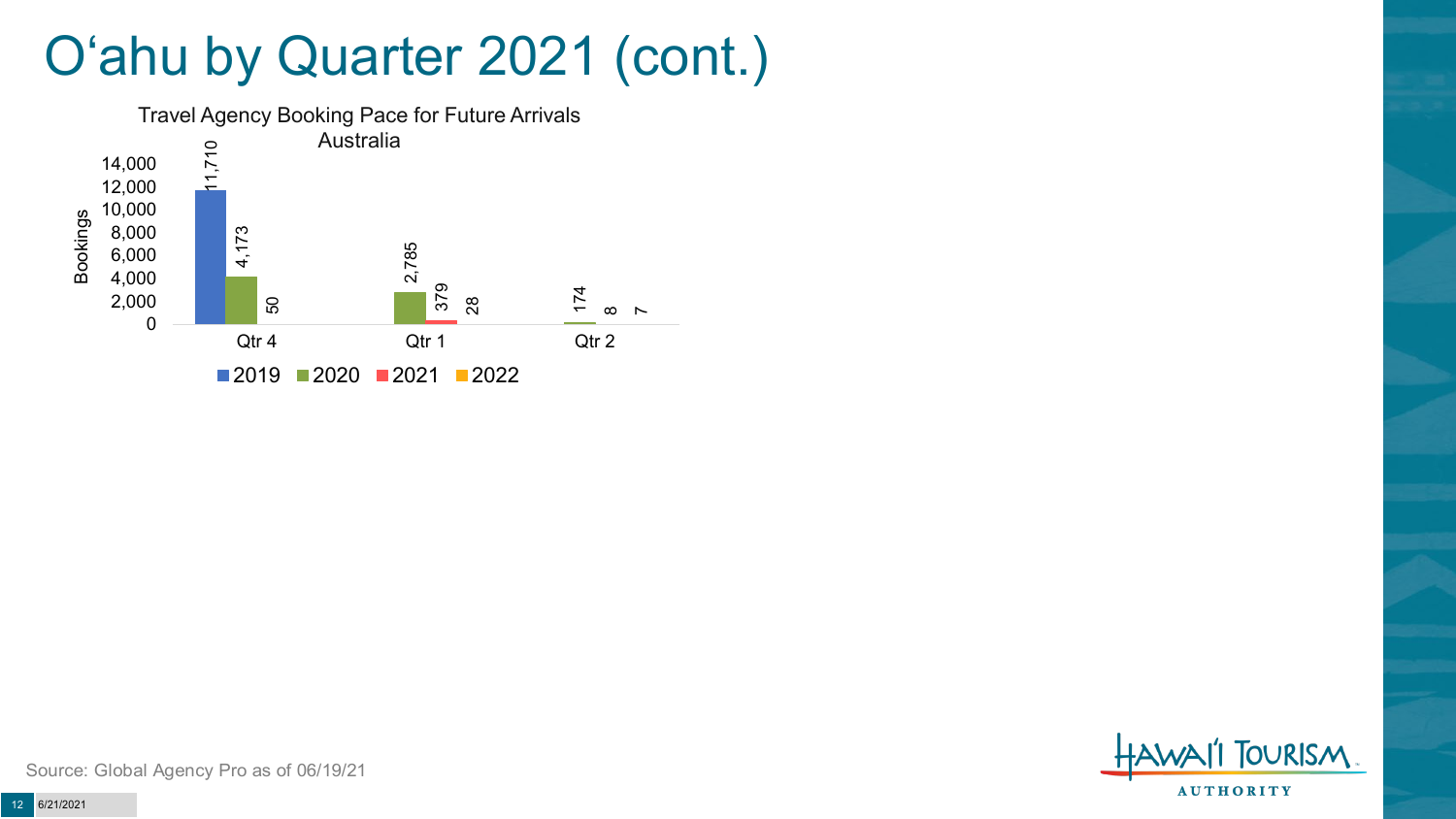# O'ahu by Quarter 2021 (cont.)

**Travel Agency Booking Pace for Future Arrivals**
**Australia**

| Bookings | 2019 | 2020 | 2021 | 2022 |
|---|---|---|---|---|
| Qtr 4 | 11,710 | 4,173 | 50 | |
| Qtr 1 | | 2,785 | 379 | 28 |
| Qtr 2 | | 174 | 8 | 7 |

Source: Global Agency Pro as of 06/19/21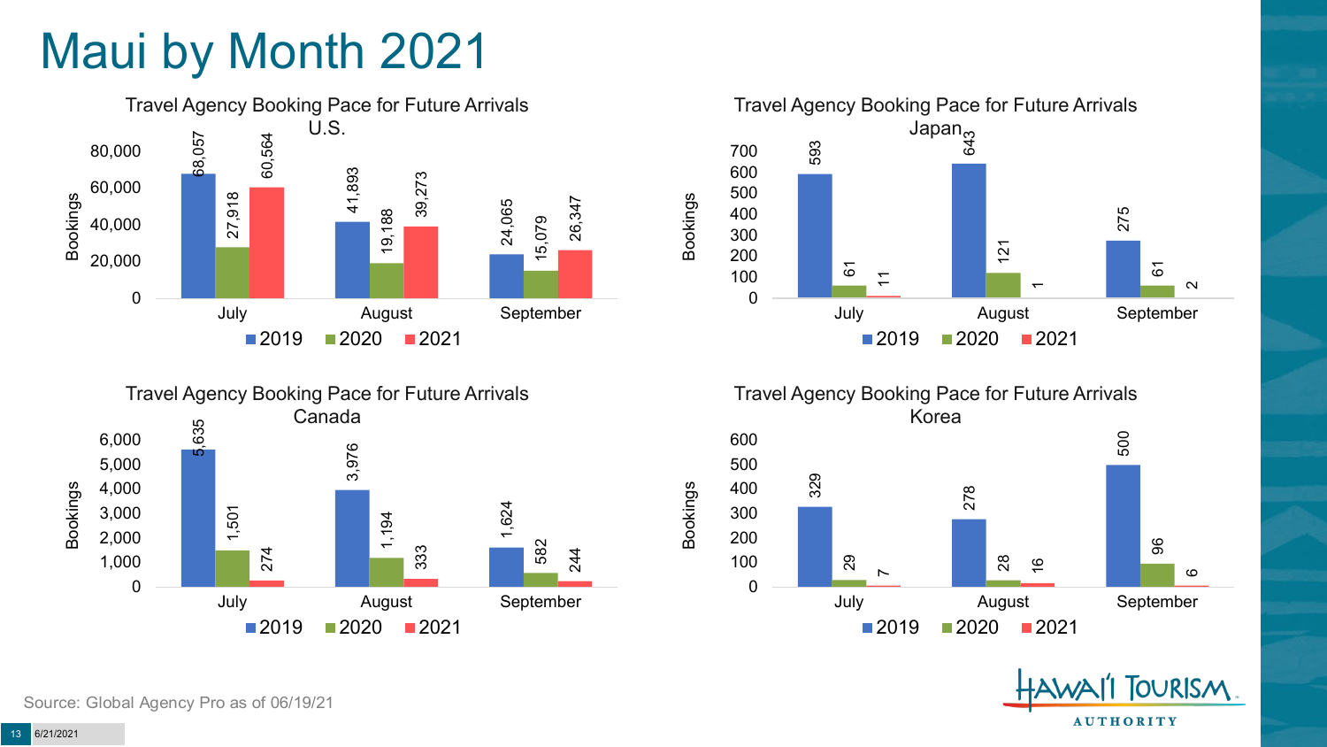# Maui by Month 2021

### Travel Agency Booking Pace for Future Arrivals U.S.

| Bookings | 2019 | 2020 | 2021 |
|---|---|---|---|
| July | 68,057 | 27,918 | 60,564 |
| August | 41,893 | 19,188 | 39,273 |
| September | 24,065 | 15,079 | 26,347 |

### Travel Agency Booking Pace for Future Arrivals Japan

| Bookings | 2019 | 2020 | 2021 |
|---|---|---|---|
| July | 593 | 61 | 11 |
| August | 643 | 121 | 1 |
| September | 275 | 61 | 2 |

### Travel Agency Booking Pace for Future Arrivals Canada

| Bookings | 2019 | 2020 | 2021 |
|---|---|---|---|
| July | 5,635 | 1,501 | 274 |
| August | 3,976 | 1,194 | 333 |
| September | 1,624 | 582 | 244 |

### Travel Agency Booking Pace for Future Arrivals Korea

| Bookings | 2019 | 2020 | 2021 |
|---|---|---|---|
| July | 329 | 29 | 7 |
| August | 278 | 28 | 16 |
| September | 500 | 96 | 6 |

Source: Global Agency Pro as of 06/19/21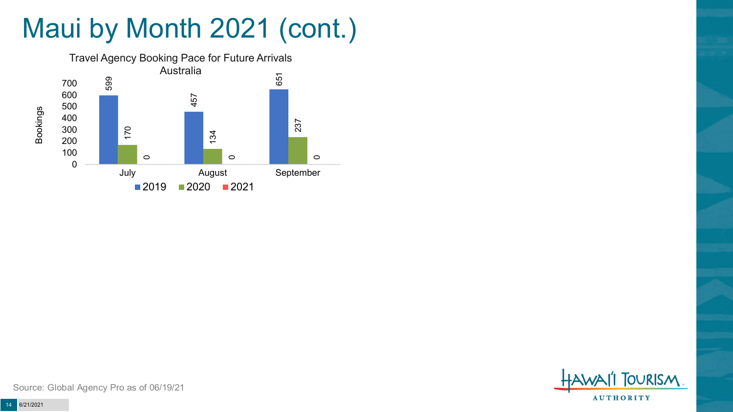# Maui by Month 2021 (cont.)

Travel Agency Booking Pace for Future Arrivals
Australia

| Month | 2019 | 2020 | 2021 |
| --- | --- | --- | --- |
| July | 599 | 170 | 0 |
| August | 457 | 134 | 0 |
| September | 651 | 237 | 0 |

Source: Global Agency Pro as of 06/19/21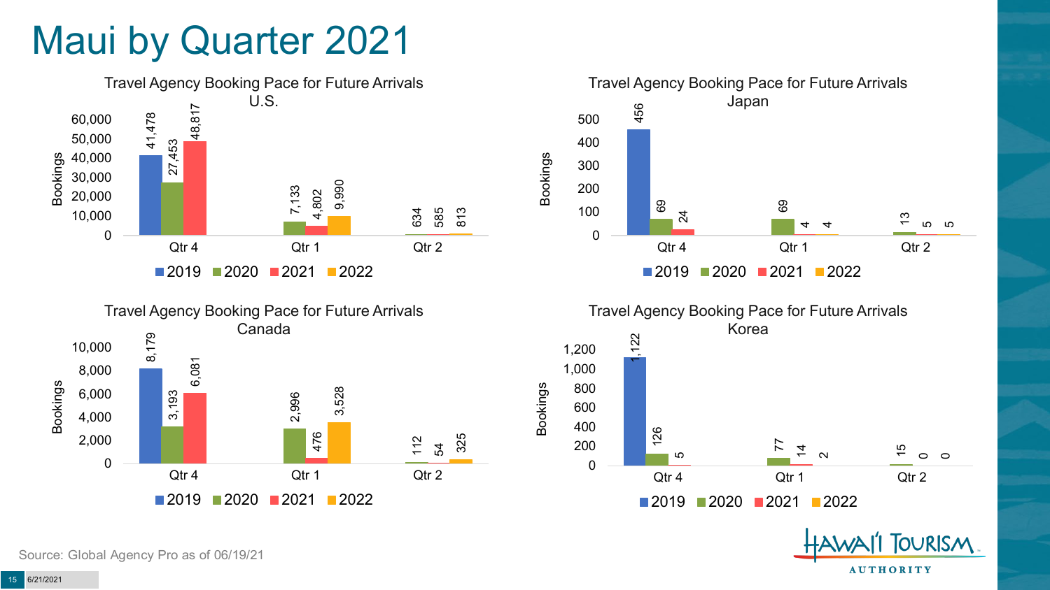# Maui by Quarter 2021

### Travel Agency Booking Pace for Future Arrivals U.S.

| Bookings | 2019 | 2020 | 2021 | 2022 |
|---|---|---|---|---|
| Qtr 4 | 41,478 | 27,453 | 48,817 | |
| Qtr 1 | | 7,133 | 4,802 | 9,990 |
| Qtr 2 | | 634 | 585 | 813 |

### Travel Agency Booking Pace for Future Arrivals Japan

| Bookings | 2019 | 2020 | 2021 | 2022 |
|---|---|---|---|---|
| Qtr 4 | 456 | 69 | 24 | |
| Qtr 1 | | 69 | 4 | 4 |
| Qtr 2 | | 13 | 5 | 5 |

### Travel Agency Booking Pace for Future Arrivals Canada

| Bookings | 2019 | 2020 | 2021 | 2022 |
|---|---|---|---|---|
| Qtr 4 | 8,179 | 3,193 | 6,081 | |
| Qtr 1 | | 2,996 | 476 | 3,528 |
| Qtr 2 | | 112 | 54 | 325 |

### Travel Agency Booking Pace for Future Arrivals Korea

| Bookings | 2019 | 2020 | 2021 | 2022 |
|---|---|---|---|---|
| Qtr 4 | 1,122 | 126 | 5 | |
| Qtr 1 | | 77 | 14 | 2 |
| Qtr 2 | | 15 | 0 | 0 |

Source: Global Agency Pro as of 06/19/21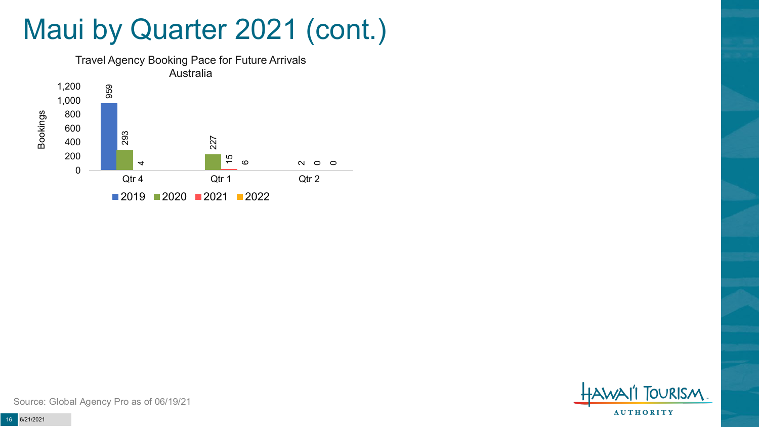# Maui by Quarter 2021 (cont.)

Travel Agency Booking Pace for Future Arrivals
Australia

| Bookings | 2019 | 2020 | 2021 | 2022 |
| --- | --- | --- | --- | --- |
| Qtr 4 | 959 | 293 | 4 | |
| Qtr 1 | | 227 | 15 | 6 |
| Qtr 2 | | | 2 | 0 | 0 |

Source: Global Agency Pro as of 06/19/21

6/21/2021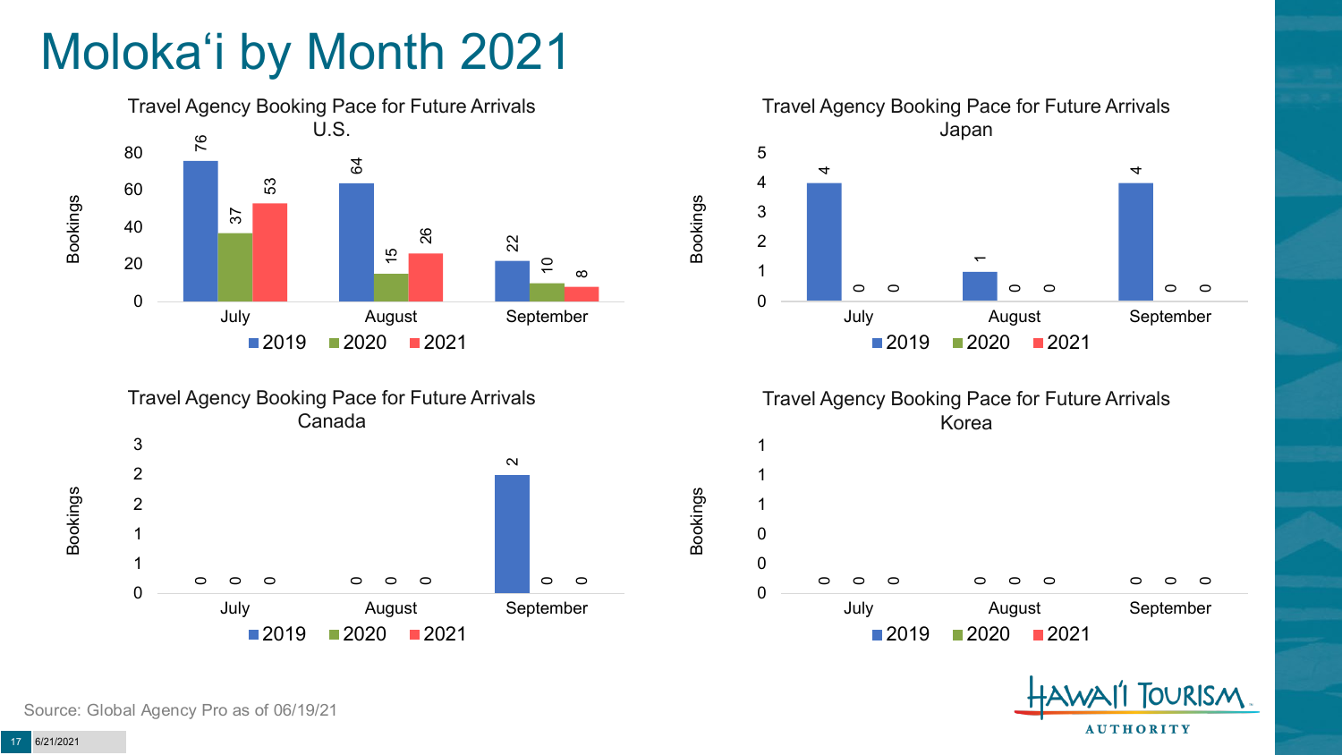# Moloka'i by Month 2021

### Travel Agency Booking Pace for Future Arrivals U.S.

| Month | 2019 | 2020 | 2021 |
|---|---|---|---|
| July | 76 | 37 | 53 |
| August | 64 | 15 | 26 |
| September | 22 | 10 | 8 |

### Travel Agency Booking Pace for Future Arrivals Japan

| Month | 2019 | 2020 | 2021 |
|---|---|---|---|
| July | 4 | 0 | 0 |
| August | 1 | 0 | 0 |
| September | 4 | 0 | 0 |

### Travel Agency Booking Pace for Future Arrivals Canada

| Month | 2019 | 2020 | 2021 |
|---|---|---|---|
| July | 0 | 0 | 0 |
| August | 0 | 0 | 0 |
| September | 2 | 0 | 0 |

### Travel Agency Booking Pace for Future Arrivals Korea

| Month | 2019 | 2020 | 2021 |
|---|---|---|---|
| July | 0 | 0 | 0 |
| August | 0 | 0 | 0 |
| September | 0 | 0 | 0 |

Source: Global Agency Pro as of 06/19/21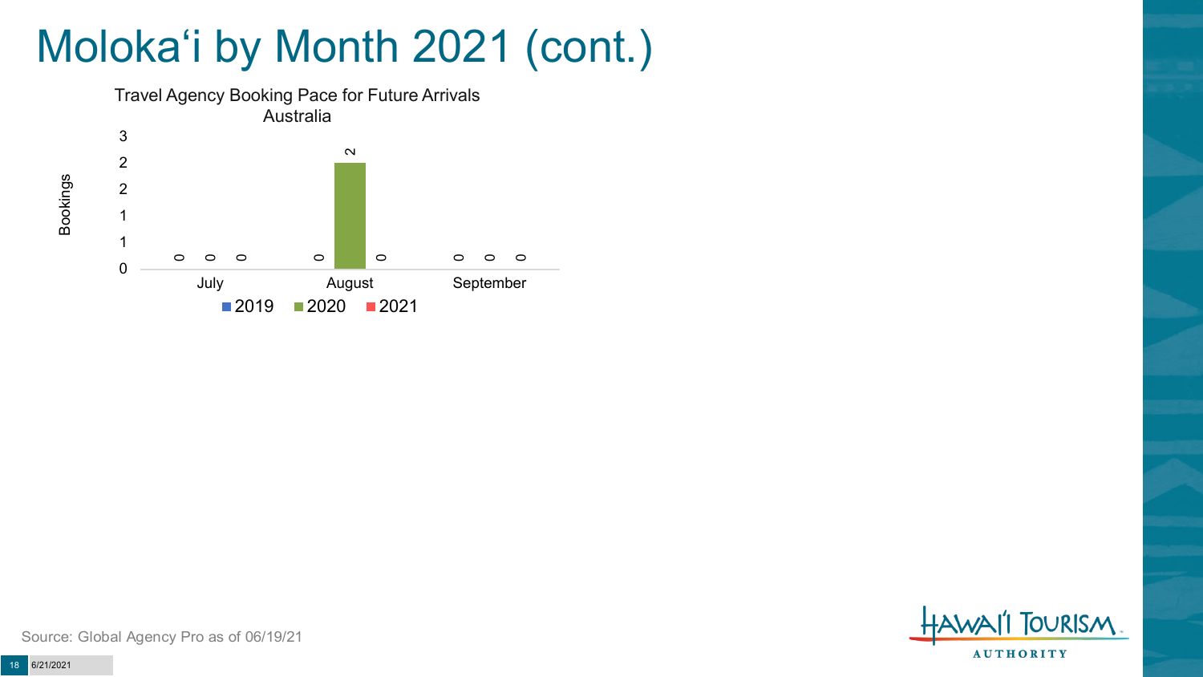# Molokaʻi by Month 2021 (cont.)

**Travel Agency Booking Pace for Future Arrivals Australia**

| Month | 2019 | 2020 | 2021 |
|---|---|---|---|
| July | 0 | 0 | 0 |
| August | 0 | 2 | 0 |
| September | 0 | 0 | 0 |

Source: Global Agency Pro as of 06/19/21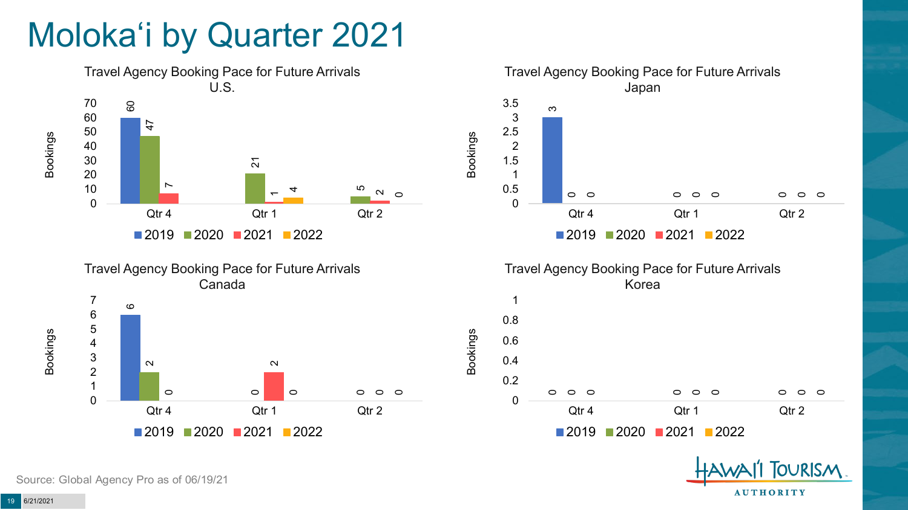# Molokaʻi by Quarter 2021

### Travel Agency Booking Pace for Future Arrivals U.S.

| Bookings | 2019 | 2020 | 2021 | 2022 |
|---|---|---|---|---|
| Qtr 4 | 60 | 47 | 7 | |
| Qtr 1 | | 21 | 1 | 4 |
| Qtr 2 | | 5 | 2 | 0 |

### Travel Agency Booking Pace for Future Arrivals Japan

| Bookings | 2019 | 2020 | 2021 | 2022 |
|---|---|---|---|---|
| Qtr 4 | 3 | 0 | 0 | |
| Qtr 1 | | 0 | 0 | 0 |
| Qtr 2 | | 0 | 0 | 0 |

### Travel Agency Booking Pace for Future Arrivals Canada

| Bookings | 2019 | 2020 | 2021 | 2022 |
|---|---|---|---|---|
| Qtr 4 | 6 | 2 | 0 | |
| Qtr 1 | | 0 | 2 | 0 |
| Qtr 2 | | 0 | 0 | 0 |

### Travel Agency Booking Pace for Future Arrivals Korea

| Bookings | 2019 | 2020 | 2021 | 2022 |
|---|---|---|---|---|
| Qtr 4 | 0 | 0 | 0 | |
| Qtr 1 | | 0 | 0 | 0 |
| Qtr 2 | | 0 | 0 | 0 |

Source: Global Agency Pro as of 06/19/21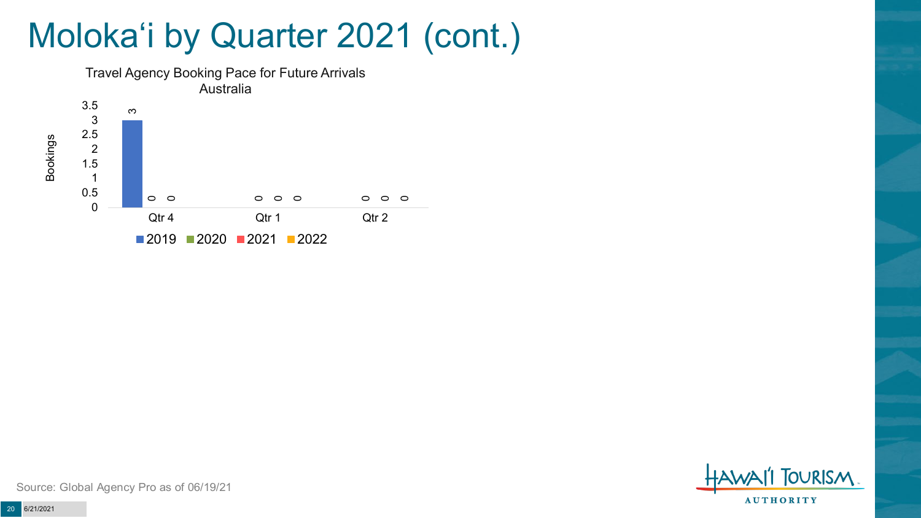# Molokaʻi by Quarter 2021 (cont.)

Travel Agency Booking Pace for Future Arrivals
Australia

| Quarter | 2019 | 2020 | 2021 | 2022 |
|---|---|---|---|---|
| Qtr 4 | 3 | 0 | 0 | |
| Qtr 1 | | 0 | 0 | 0 |
| Qtr 2 | | 0 | 0 | 0 |

Source: Global Agency Pro as of 06/19/21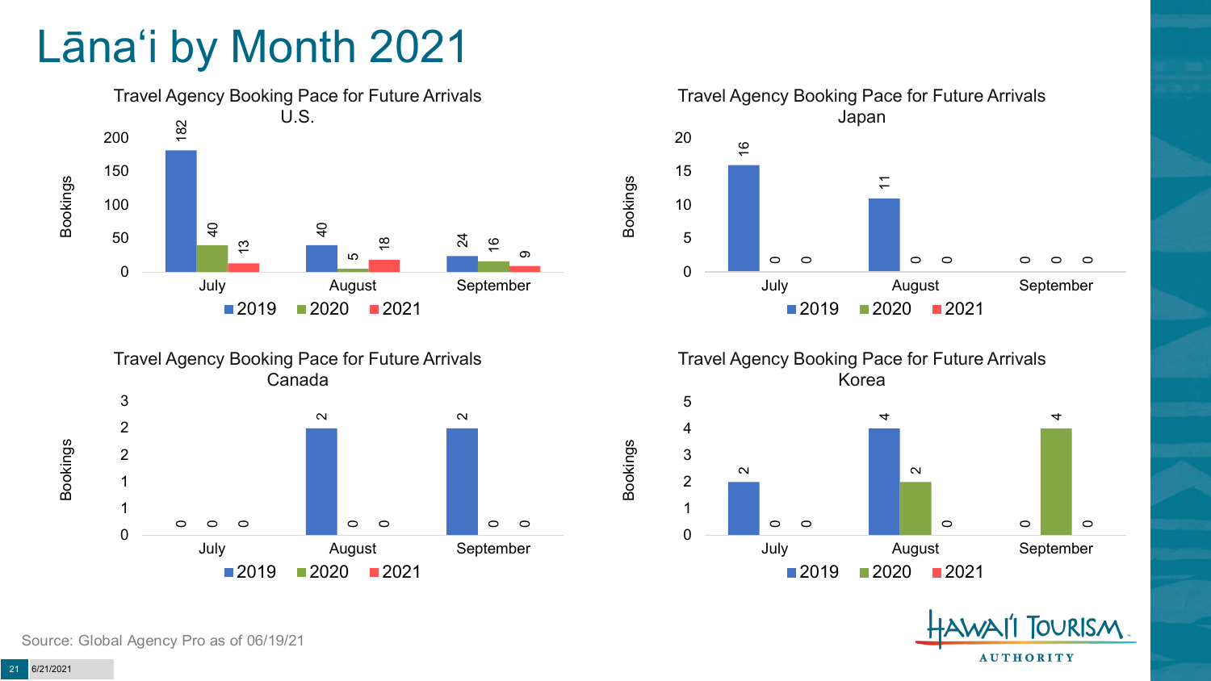# Lānaʻi by Month 2021

**Travel Agency Booking Pace for Future Arrivals U.S.**

| Bookings | 2019 | 2020 | 2021 |
|---|---|---|---|
| July | 182 | 40 | 13 |
| August | 40 | 5 | 18 |
| September | 24 | 16 | 9 |

**Travel Agency Booking Pace for Future Arrivals Japan**

| Bookings | 2019 | 2020 | 2021 |
|---|---|---|---|
| July | 16 | 0 | 0 |
| August | 11 | 0 | 0 |
| September | 0 | 0 | 0 |

**Travel Agency Booking Pace for Future Arrivals Canada**

| Bookings | 2019 | 2020 | 2021 |
|---|---|---|---|
| July | 0 | 0 | 0 |
| August | 2 | 0 | 0 |
| September | 2 | 0 | 0 |

**Travel Agency Booking Pace for Future Arrivals Korea**

| Bookings | 2019 | 2020 | 2021 |
|---|---|---|---|
| July | 2 | 0 | 0 |
| August | 4 | 2 | 0 |
| September | 0 | 4 | 0 |

Source: Global Agency Pro as of 06/19/21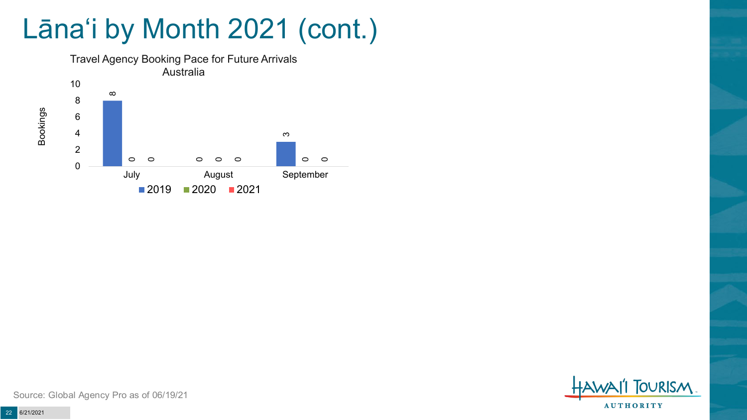# Lānaʻi by Month 2021 (cont.)

Travel Agency Booking Pace for Future Arrivals
Australia

| Month | 2019 | 2020 | 2021 |
| --- | --- | --- | --- |
| July | 8 | 0 | 0 |
| August | 0 | 0 | 0 |
| September | 3 | 0 | 0 |

Source: Global Agency Pro as of 06/19/21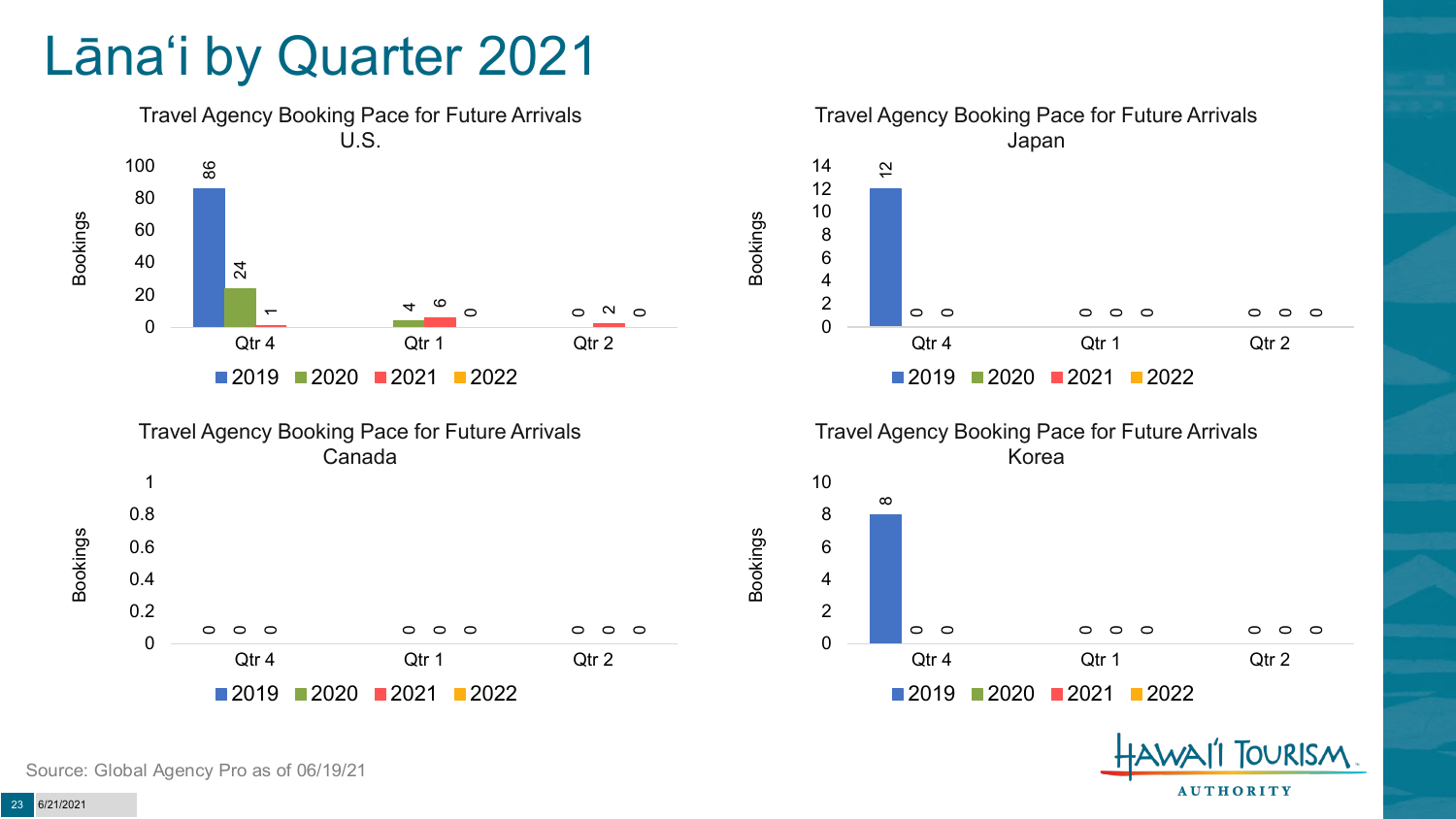# Lānaʻi by Quarter 2021

### Travel Agency Booking Pace for Future Arrivals U.S.

| Bookings | 2019 | 2020 | 2021 | 2022 |
|---|---|---|---|---|
| Qtr 4 | 86 | 24 | 1 | |
| Qtr 1 | | 4 | 6 | 0 |
| Qtr 2 | | 0 | 2 | 0 |

### Travel Agency Booking Pace for Future Arrivals Japan

| Bookings | 2019 | 2020 | 2021 | 2022 |
|---|---|---|---|---|
| Qtr 4 | 12 | 0 | 0 | |
| Qtr 1 | | 0 | 0 | 0 |
| Qtr 2 | | 0 | 0 | 0 |

### Travel Agency Booking Pace for Future Arrivals Canada

| Bookings | 2019 | 2020 | 2021 | 2022 |
|---|---|---|---|---|
| Qtr 4 | 0 | 0 | 0 | |
| Qtr 1 | | 0 | 0 | 0 |
| Qtr 2 | | 0 | 0 | 0 |

### Travel Agency Booking Pace for Future Arrivals Korea

| Bookings | 2019 | 2020 | 2021 | 2022 |
|---|---|---|---|---|
| Qtr 4 | 8 | 0 | 0 | |
| Qtr 1 | | 0 | 0 | 0 |
| Qtr 2 | | 0 | 0 | 0 |

Source: Global Agency Pro as of 06/19/21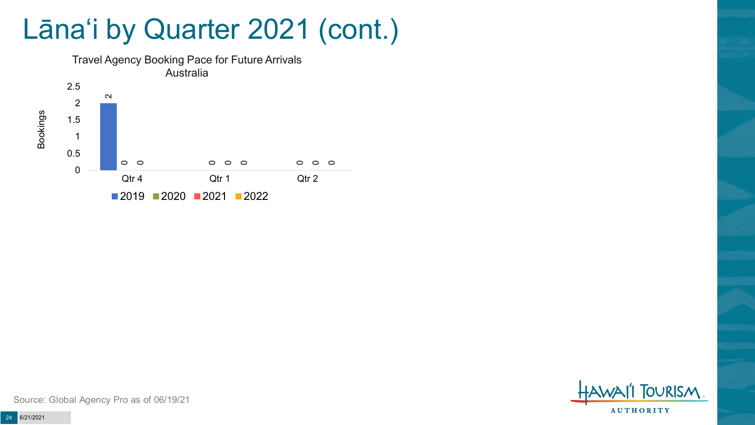# Lānaʻi by Quarter 2021 (cont.)

Travel Agency Booking Pace for Future Arrivals
Australia

| | 2019 | 2020 | 2021 | 2022 |
|---|---|---|---|---|
| Qtr 4 | 2 | 0 | 0 | |
| Qtr 1 | | 0 | 0 | 0 |
| Qtr 2 | | 0 | 0 | 0 |

Source: Global Agency Pro as of 06/19/21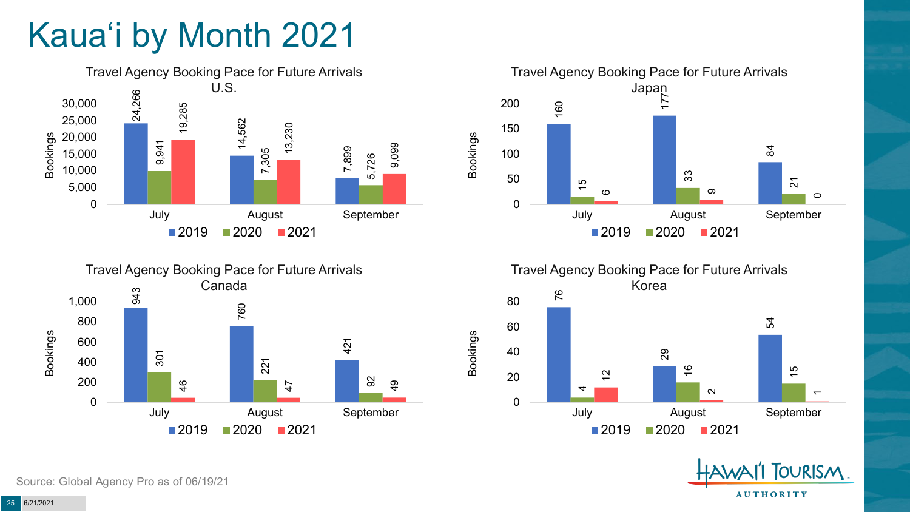# Kauaʻi by Month 2021

## Travel Agency Booking Pace for Future Arrivals U.S.

| Month | 2019 | 2020 | 2021 |
|---|---|---|---|
| July | 24,266 | 9,941 | 19,285 |
| August | 14,562 | 7,305 | 13,230 |
| September | 7,899 | 5,726 | 9,099 |

## Travel Agency Booking Pace for Future Arrivals Japan

| Month | 2019 | 2020 | 2021 |
|---|---|---|---|
| July | 160 | 15 | 6 |
| August | 177 | 33 | 9 |
| September | 84 | 21 | 0 |

## Travel Agency Booking Pace for Future Arrivals Canada

| Month | 2019 | 2020 | 2021 |
|---|---|---|---|
| July | 943 | 301 | 46 |
| August | 760 | 221 | 47 |
| September | 421 | 92 | 49 |

## Travel Agency Booking Pace for Future Arrivals Korea

| Month | 2019 | 2020 | 2021 |
|---|---|---|---|
| July | 76 | 4 | 12 |
| August | 29 | 16 | 2 |
| September | 54 | 15 | 1 |

Source: Global Agency Pro as of 06/19/21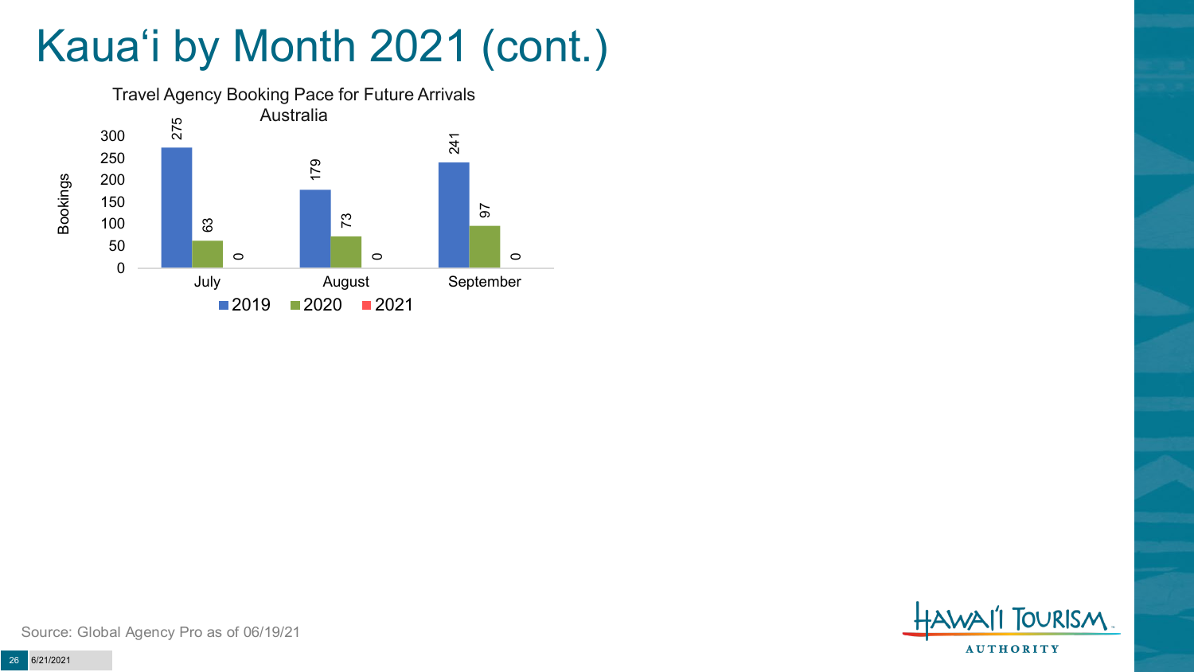# Kaua‘i by Month 2021 (cont.)

**Travel Agency Booking Pace for Future Arrivals**
**Australia**

| Month | 2019 | 2020 | 2021 |
| --- | --- | --- | --- |
| July | 275 | 63 | 0 |
| August | 179 | 73 | 0 |
| September | 241 | 97 | 0 |

Source: Global Agency Pro as of 06/19/21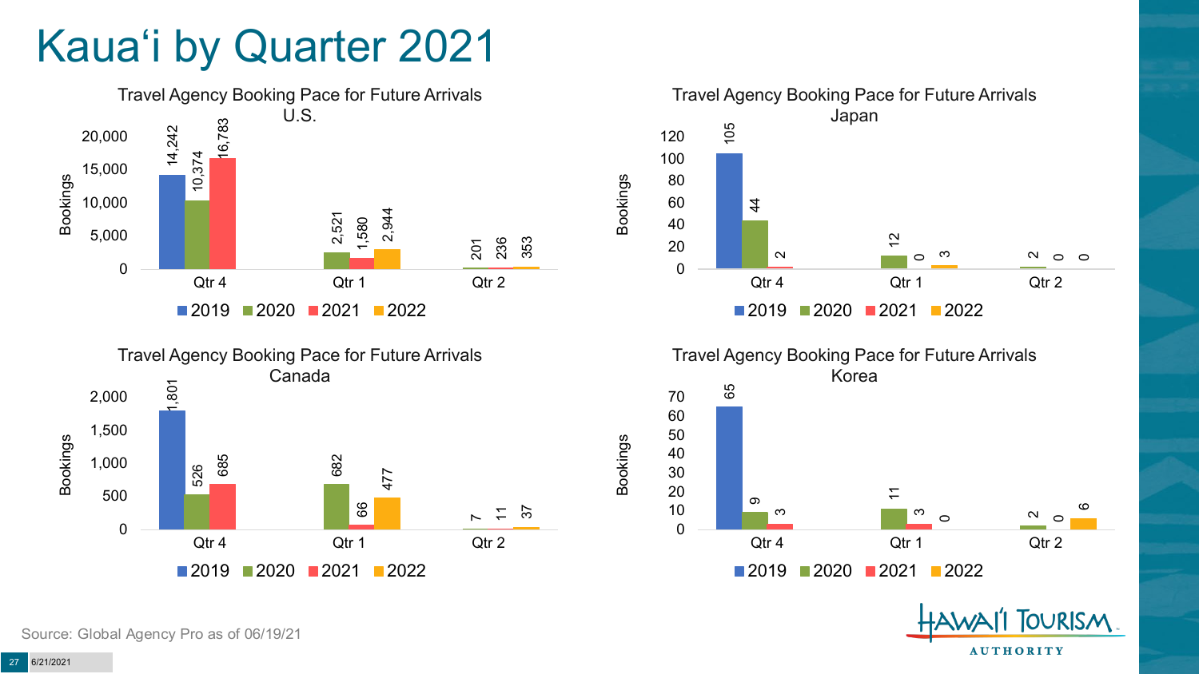# Kauaʻi by Quarter 2021

**Travel Agency Booking Pace for Future Arrivals U.S.**

| Bookings | 2019 | 2020 | 2021 | 2022 |
|---|---|---|---|---|
| Qtr 4 | 14,242 | 10,374 | 16,783 | |
| Qtr 1 | | 2,521 | 1,580 | 2,944 |
| Qtr 2 | | 201 | 236 | 353 |

**Travel Agency Booking Pace for Future Arrivals Japan**

| Bookings | 2019 | 2020 | 2021 | 2022 |
|---|---|---|---|---|
| Qtr 4 | 105 | 44 | 2 | |
| Qtr 1 | | 12 | 0 | 3 |
| Qtr 2 | | 2 | 0 | 0 |

**Travel Agency Booking Pace for Future Arrivals Canada**

| Bookings | 2019 | 2020 | 2021 | 2022 |
|---|---|---|---|---|
| Qtr 4 | 1,801 | 526 | 685 | |
| Qtr 1 | | 682 | 66 | 477 |
| Qtr 2 | | 7 | 11 | 37 |

**Travel Agency Booking Pace for Future Arrivals Korea**

| Bookings | 2019 | 2020 | 2021 | 2022 |
|---|---|---|---|---|
| Qtr 4 | 65 | 9 | 3 | |
| Qtr 1 | | 11 | 3 | 0 |
| Qtr 2 | | 2 | 0 | 6 |

Source: Global Agency Pro as of 06/19/21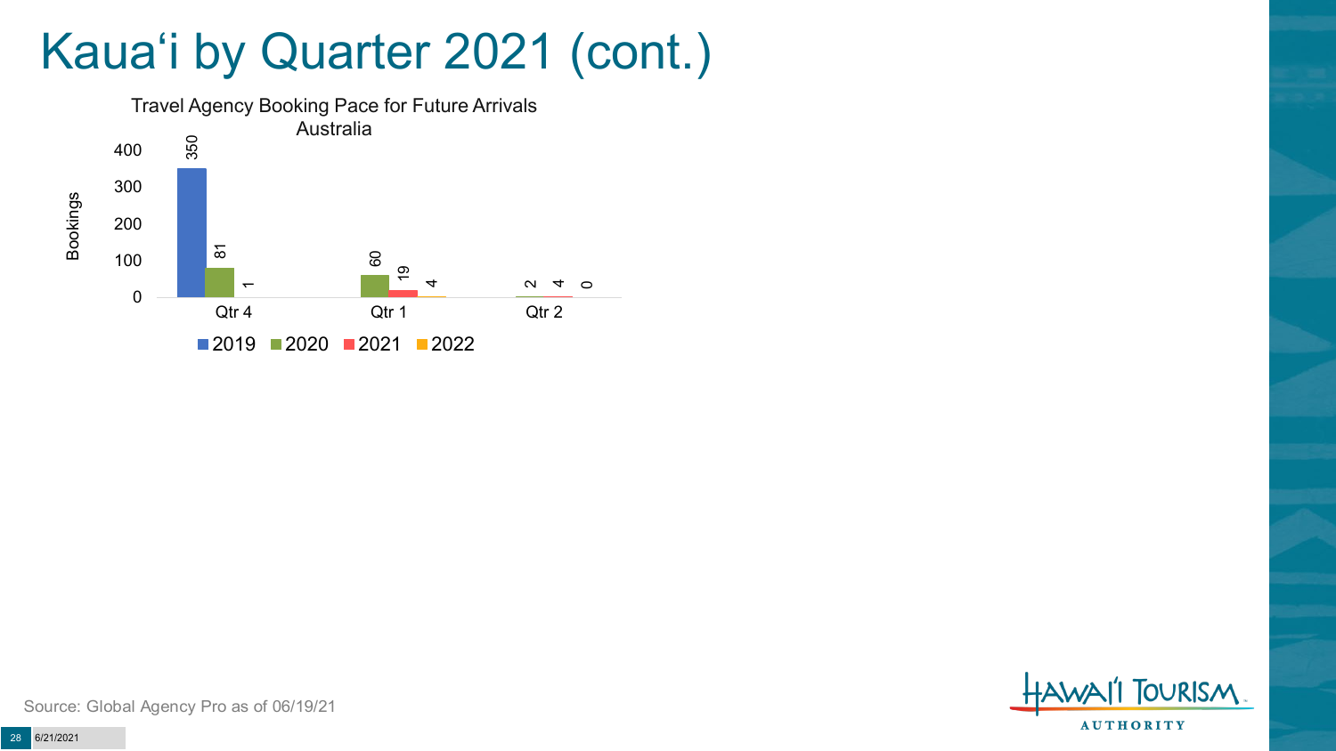# Kauaʻi by Quarter 2021 (cont.)

**Travel Agency Booking Pace for Future Arrivals**
**Australia**

| Bookings | 2019 | 2020 | 2021 | 2022 |
|---|---|---|---|---|
| Qtr 4 | 350 | 81 | 1 | |
| Qtr 1 | | 60 | 19 | 4 |
| Qtr 2 | | 2 | 4 | 0 |

Source: Global Agency Pro as of 06/19/21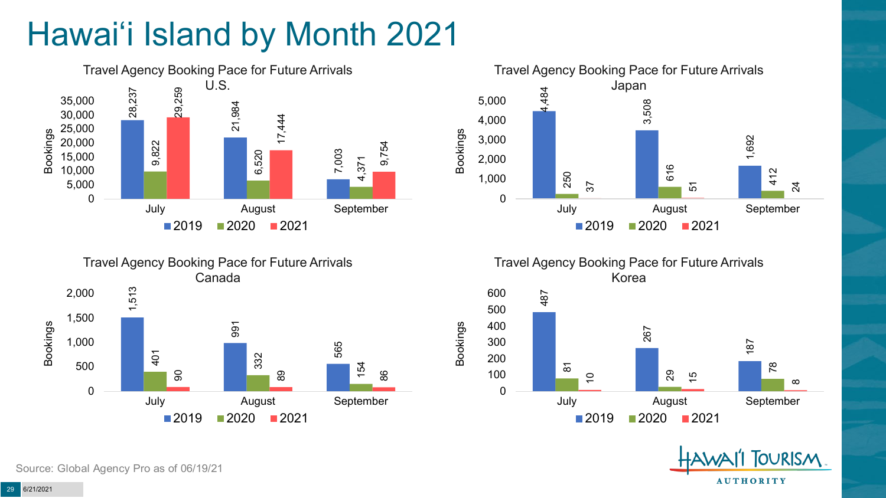# Hawai'i Island by Month 2021

### Travel Agency Booking Pace for Future Arrivals U.S.

| Bookings | 2019 | 2020 | 2021 |
|---|---|---|---|
| July | 28,237 | 9,822 | 29,259 |
| August | 21,984 | 6,520 | 17,444 |
| September | 7,003 | 4,371 | 9,754 |

### Travel Agency Booking Pace for Future Arrivals Japan

| Bookings | 2019 | 2020 | 2021 |
|---|---|---|---|
| July | 4,484 | 250 | 37 |
| August | 3,508 | 616 | 51 |
| September | 1,692 | 412 | 24 |

### Travel Agency Booking Pace for Future Arrivals Canada

| Bookings | 2019 | 2020 | 2021 |
|---|---|---|---|
| July | 1,513 | 401 | 90 |
| August | 991 | 332 | 89 |
| September | 565 | 154 | 86 |

### Travel Agency Booking Pace for Future Arrivals Korea

| Bookings | 2019 | 2020 | 2021 |
|---|---|---|---|
| July | 487 | 81 | 10 |
| August | 267 | 29 | 15 |
| September | 187 | 78 | 8 |

Source: Global Agency Pro as of 06/19/21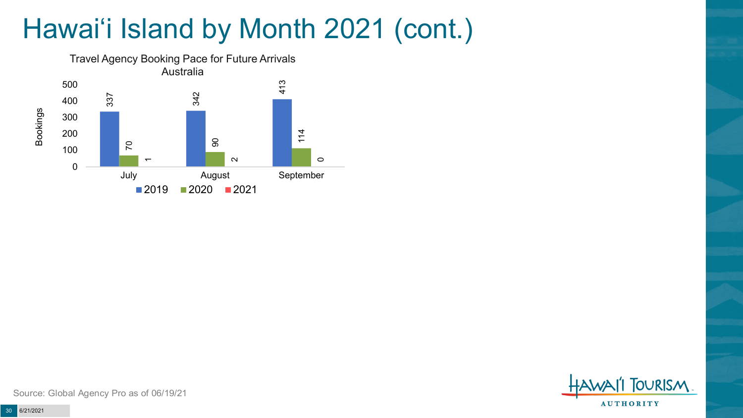# Hawai'i Island by Month 2021 (cont.)

Travel Agency Booking Pace for Future Arrivals
Australia

| Month | 2019 | 2020 | 2021 |
|---|---|---|---|
| July | 337 | 70 | 1 |
| August | 342 | 90 | 2 |
| September | 413 | 114 | 0 |

Source: Global Agency Pro as of 06/19/21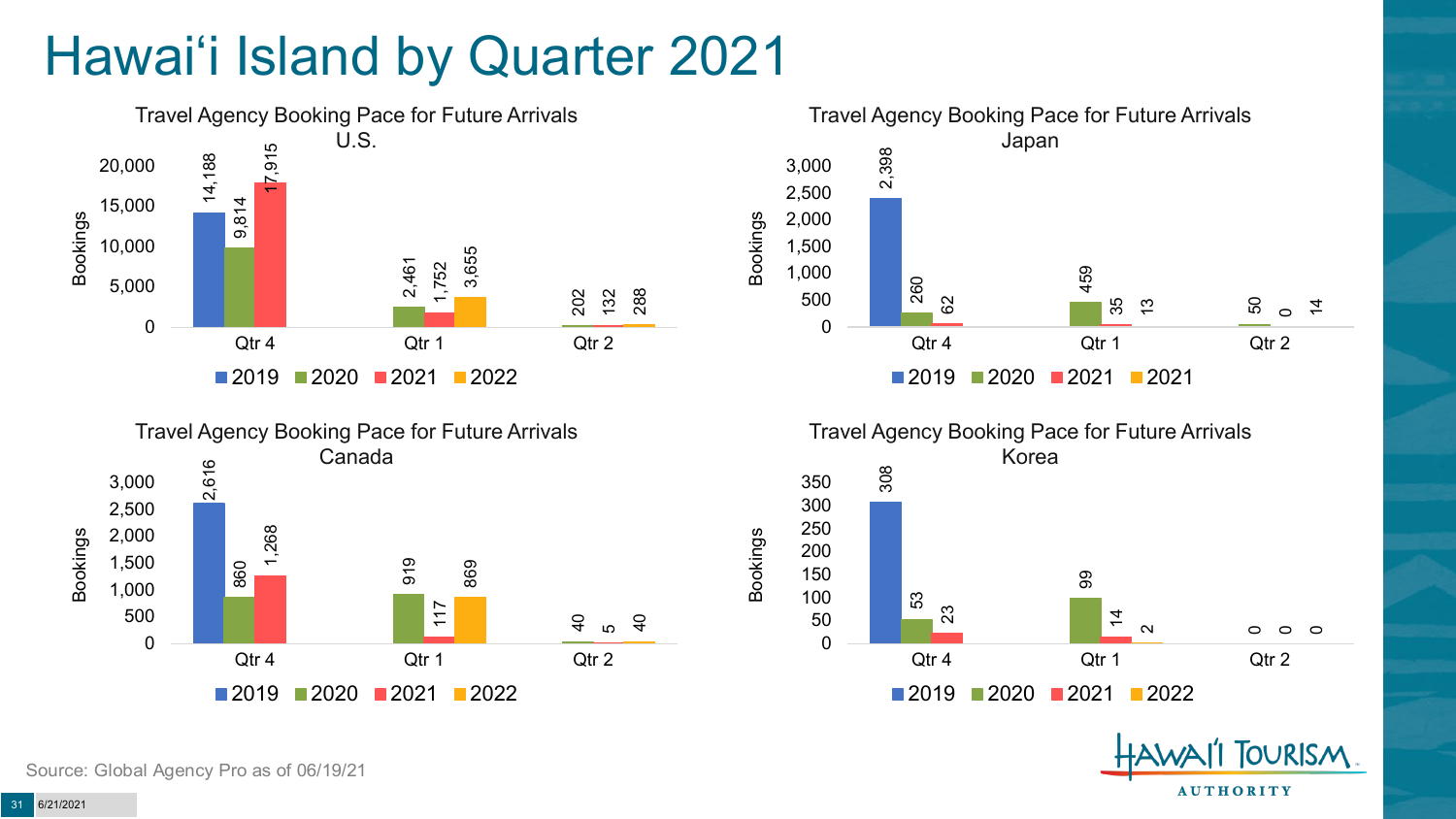# Hawai'i Island by Quarter 2021

## Travel Agency Booking Pace for Future Arrivals U.S.

| | 2019 | 2020 | 2021 | 2022 |
|---|---|---|---|---|
| Qtr 4 | 14,188 | 9,814 | 17,915 | |
| Qtr 1 | | 2,461 | 1,752 | 3,655 |
| Qtr 2 | | 202 | 132 | 288 |

## Travel Agency Booking Pace for Future Arrivals Japan

| | 2019 | 2020 | 2021 | 2021 |
|---|---|---|---|---|
| Qtr 4 | 2,398 | 260 | 62 | |
| Qtr 1 | | 459 | 35 | 13 |
| Qtr 2 | | 50 | 0 | 14 |

## Travel Agency Booking Pace for Future Arrivals Canada

| | 2019 | 2020 | 2021 | 2022 |
|---|---|---|---|---|
| Qtr 4 | 2,616 | 860 | 1,268 | |
| Qtr 1 | | 919 | 117 | 869 |
| Qtr 2 | | 40 | 5 | 40 |

## Travel Agency Booking Pace for Future Arrivals Korea

| | 2019 | 2020 | 2021 | 2022 |
|---|---|---|---|---|
| Qtr 4 | 308 | 53 | 23 | |
| Qtr 1 | | 99 | 14 | 2 |
| Qtr 2 | | 0 | 0 | 0 |

Source: Global Agency Pro as of 06/19/21

Hawai'i Tourism Authority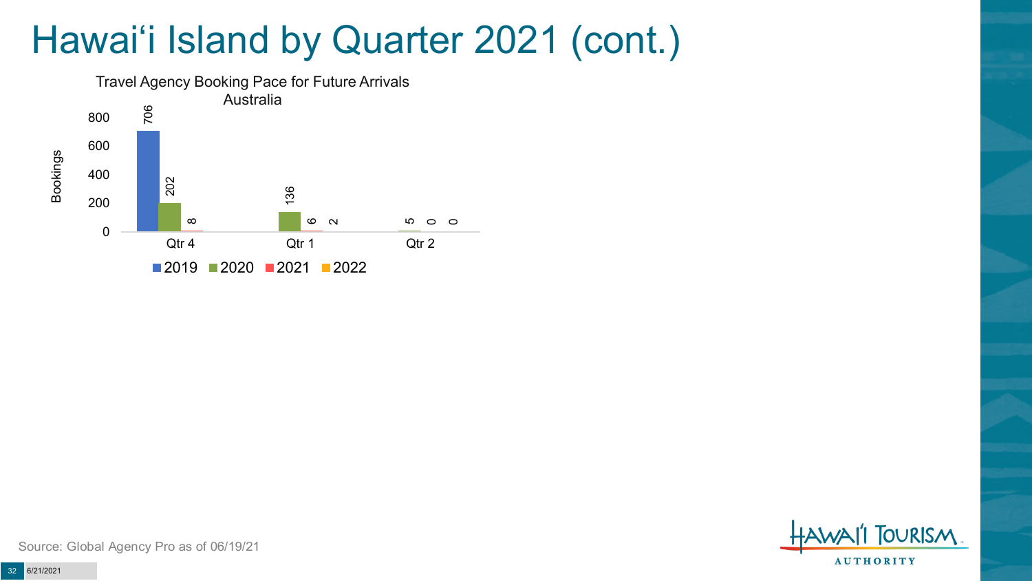# Hawai‘i Island by Quarter 2021 (cont.)

Travel Agency Booking Pace for Future Arrivals
Australia

Bookings

800
600
400
200
0

706
202
8
136
6
2
5
0
0

Qtr 4
Qtr 1
Qtr 2

2019 2020 2021 2022

Source: Global Agency Pro as of 06/19/21